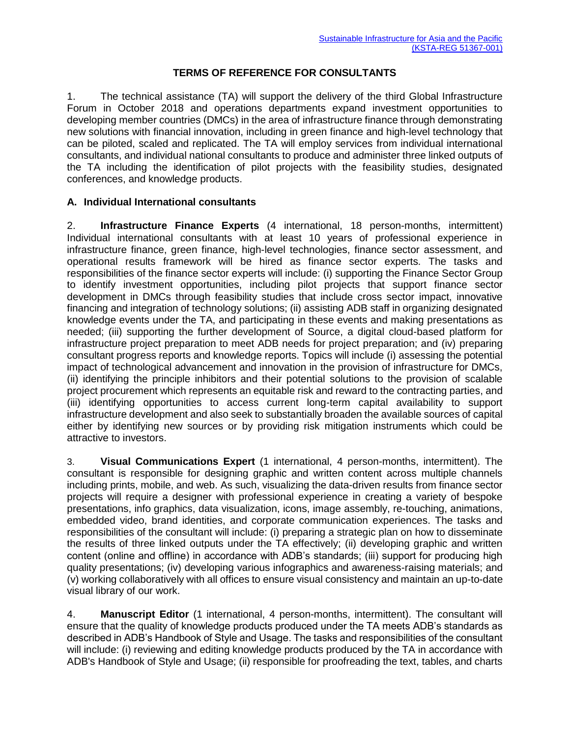Sustainable Infrastructure for Asia and the Pacific (KSTA-REG 51367-001)

# TERMS OF REFERENCE FOR CONSULTANTS

1. The technical assistance (TA) will support the delivery of the third Global Infrastructure Forum in October 2018 and operations departments expand investment opportunities to developing member countries (DMCs) in the area of infrastructure finance through demonstrating new solutions with financial innovation, including in green finance and high-level technology that can be piloted, scaled and replicated. The TA will employ services from individual international consultants, and individual national consultants to produce and administer three linked outputs of the TA including the identification of pilot projects with the feasibility studies, designated conferences, and knowledge products.

## A. Individual International consultants

2. **Infrastructure Finance Experts** (4 international, 18 person-months, intermittent) Individual international consultants with at least 10 years of professional experience in infrastructure finance, green finance, high-level technologies, finance sector assessment, and operational results framework will be hired as finance sector experts. The tasks and responsibilities of the finance sector experts will include: (i) supporting the Finance Sector Group to identify investment opportunities, including pilot projects that support finance sector development in DMCs through feasibility studies that include cross sector impact, innovative financing and integration of technology solutions; (ii) assisting ADB staff in organizing designated knowledge events under the TA, and participating in these events and making presentations as needed; (iii) supporting the further development of Source, a digital cloud-based platform for infrastructure project preparation to meet ADB needs for project preparation; and (iv) preparing consultant progress reports and knowledge reports. Topics will include (i) assessing the potential impact of technological advancement and innovation in the provision of infrastructure for DMCs, (ii) identifying the principle inhibitors and their potential solutions to the provision of scalable project procurement which represents an equitable risk and reward to the contracting parties, and (iii) identifying opportunities to access current long-term capital availability to support infrastructure development and also seek to substantially broaden the available sources of capital either by identifying new sources or by providing risk mitigation instruments which could be attractive to investors.

3. **Visual Communications Expert** (1 international, 4 person-months, intermittent). The consultant is responsible for designing graphic and written content across multiple channels including prints, mobile, and web. As such, visualizing the data-driven results from finance sector projects will require a designer with professional experience in creating a variety of bespoke presentations, info graphics, data visualization, icons, image assembly, re-touching, animations, embedded video, brand identities, and corporate communication experiences. The tasks and responsibilities of the consultant will include: (i) preparing a strategic plan on how to disseminate the results of three linked outputs under the TA effectively; (ii) developing graphic and written content (online and offline) in accordance with ADB's standards; (iii) support for producing high quality presentations; (iv) developing various infographics and awareness-raising materials; and (v) working collaboratively with all offices to ensure visual consistency and maintain an up-to-date visual library of our work.

4. **Manuscript Editor** (1 international, 4 person-months, intermittent). The consultant will ensure that the quality of knowledge products produced under the TA meets ADB's standards as described in ADB's Handbook of Style and Usage. The tasks and responsibilities of the consultant will include: (i) reviewing and editing knowledge products produced by the TA in accordance with ADB's Handbook of Style and Usage; (ii) responsible for proofreading the text, tables, and charts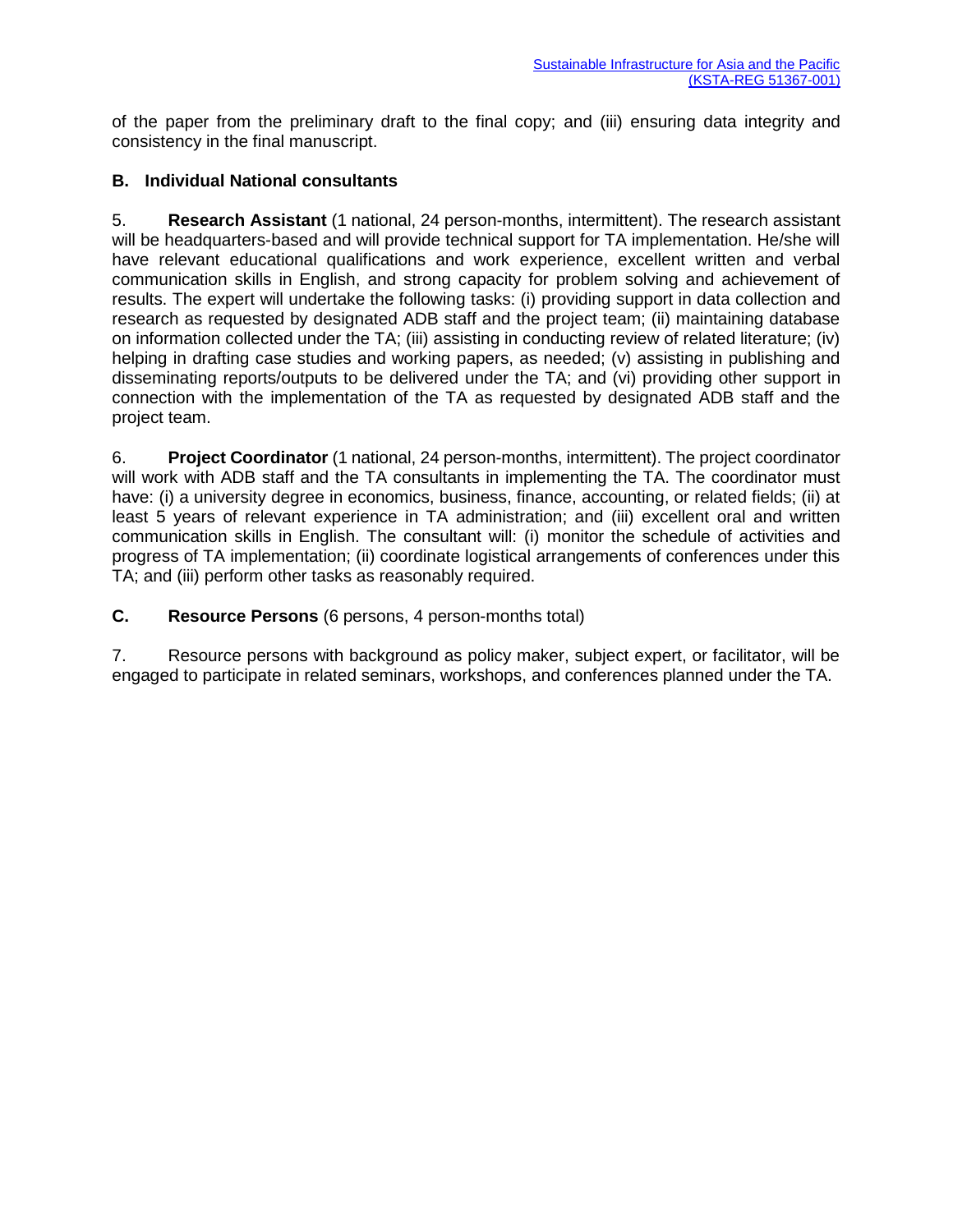of the paper from the preliminary draft to the final copy; and (iii) ensuring data integrity and consistency in the final manuscript.

### B. Individual National consultants

5. **Research Assistant** (1 national, 24 person-months, intermittent). The research assistant will be headquarters-based and will provide technical support for TA implementation. He/she will have relevant educational qualifications and work experience, excellent written and verbal communication skills in English, and strong capacity for problem solving and achievement of results. The expert will undertake the following tasks: (i) providing support in data collection and research as requested by designated ADB staff and the project team; (ii) maintaining database on information collected under the TA; (iii) assisting in conducting review of related literature; (iv) helping in drafting case studies and working papers, as needed; (v) assisting in publishing and disseminating reports/outputs to be delivered under the TA; and (vi) providing other support in connection with the implementation of the TA as requested by designated ADB staff and the project team.

6. **Project Coordinator** (1 national, 24 person-months, intermittent). The project coordinator will work with ADB staff and the TA consultants in implementing the TA. The coordinator must have: (i) a university degree in economics, business, finance, accounting, or related fields; (ii) at least 5 years of relevant experience in TA administration; and (iii) excellent oral and written communication skills in English. The consultant will: (i) monitor the schedule of activities and progress of TA implementation; (ii) coordinate logistical arrangements of conferences under this TA; and (iii) perform other tasks as reasonably required.

### C. Resource Persons (6 persons, 4 person-months total)

7. Resource persons with background as policy maker, subject expert, or facilitator, will be engaged to participate in related seminars, workshops, and conferences planned under the TA.